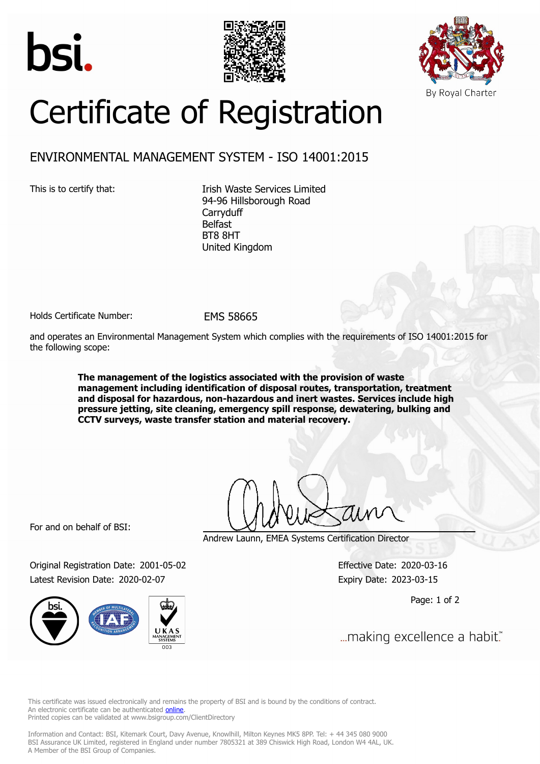bsi.

By Royal Charter

# Certificate of Registration

## ENVIRONMENTAL MANAGEMENT SYSTEM - ISO 14001:2015

This is to certify that:

Irish Waste Services Limited
94-96 Hillsborough Road
Carryduff
Belfast
BT8 8HT
United Kingdom

Holds Certificate Number: EMS 58665

and operates an Environmental Management System which complies with the requirements of ISO 14001:2015 for the following scope:

**The management of the logistics associated with the provision of waste management including identification of disposal routes, transportation, treatment and disposal for hazardous, non-hazardous and inert wastes. Services include high pressure jetting, site cleaning, emergency spill response, dewatering, bulking and CCTV surveys, waste transfer station and material recovery.**

For and on behalf of BSI:

Andrew Launn, EMEA Systems Certification Director

Original Registration Date: 2001-05-02
Latest Revision Date: 2020-02-07

Effective Date: 2020-03-16
Expiry Date: 2023-03-15

...making excellence a habit.™

This certificate was issued electronically and remains the property of BSI and is bound by the conditions of contract.
An electronic certificate can be authenticated online.
Printed copies can be validated at www.bsigroup.com/ClientDirectory

Information and Contact: BSI, Kitemark Court, Davy Avenue, Knowlhill, Milton Keynes MK5 8PP. Tel: + 44 345 080 9000
BSI Assurance UK Limited, registered in England under number 7805321 at 389 Chiswick High Road, London W4 4AL, UK.
A Member of the BSI Group of Companies.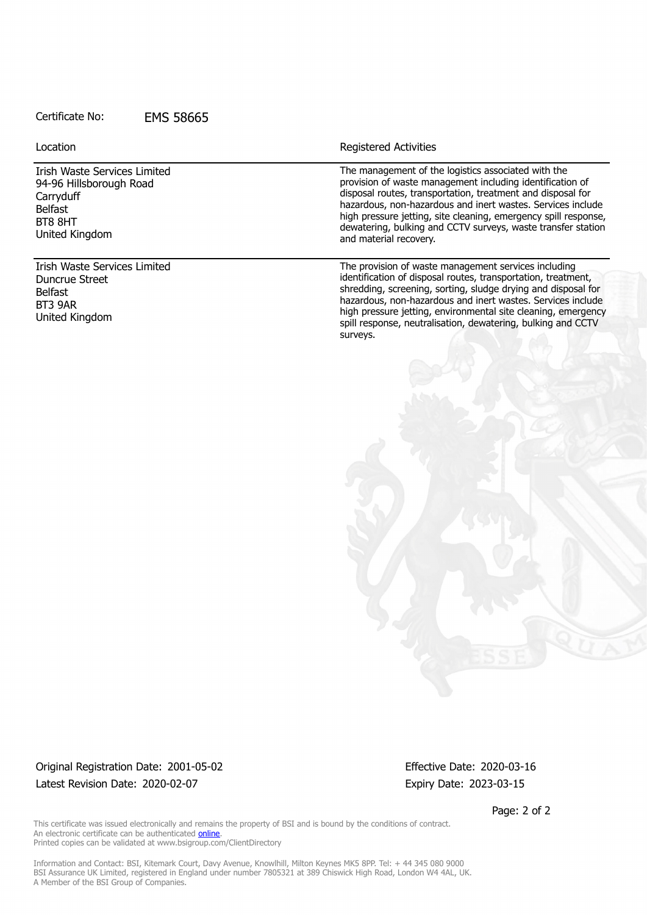Certificate No: EMS 58665

| Location | Registered Activities |
| --- | --- |
| Irish Waste Services Limited<br>94-96 Hillsborough Road<br>Carryduff<br>Belfast<br>BT8 8HT<br>United Kingdom | The management of the logistics associated with the provision of waste management including identification of disposal routes, transportation, treatment and disposal for hazardous, non-hazardous and inert wastes. Services include high pressure jetting, site cleaning, emergency spill response, dewatering, bulking and CCTV surveys, waste transfer station and material recovery. |
| Irish Waste Services Limited<br>Duncrue Street<br>Belfast<br>BT3 9AR<br>United Kingdom | The provision of waste management services including identification of disposal routes, transportation, treatment, shredding, screening, sorting, sludge drying and disposal for hazardous, non-hazardous and inert wastes. Services include high pressure jetting, environmental site cleaning, emergency spill response, neutralisation, dewatering, bulking and CCTV surveys. |

Original Registration Date: 2001-05-02

Latest Revision Date: 2020-02-07

Effective Date: 2020-03-16

Expiry Date: 2023-03-15

This certificate was issued electronically and remains the property of BSI and is bound by the conditions of contract.
An electronic certificate can be authenticated online.
Printed copies can be validated at www.bsigroup.com/ClientDirectory

Information and Contact: BSI, Kitemark Court, Davy Avenue, Knowlhill, Milton Keynes MK5 8PP. Tel: + 44 345 080 9000
BSI Assurance UK Limited, registered in England under number 7805321 at 389 Chiswick High Road, London W4 4AL, UK.
A Member of the BSI Group of Companies.